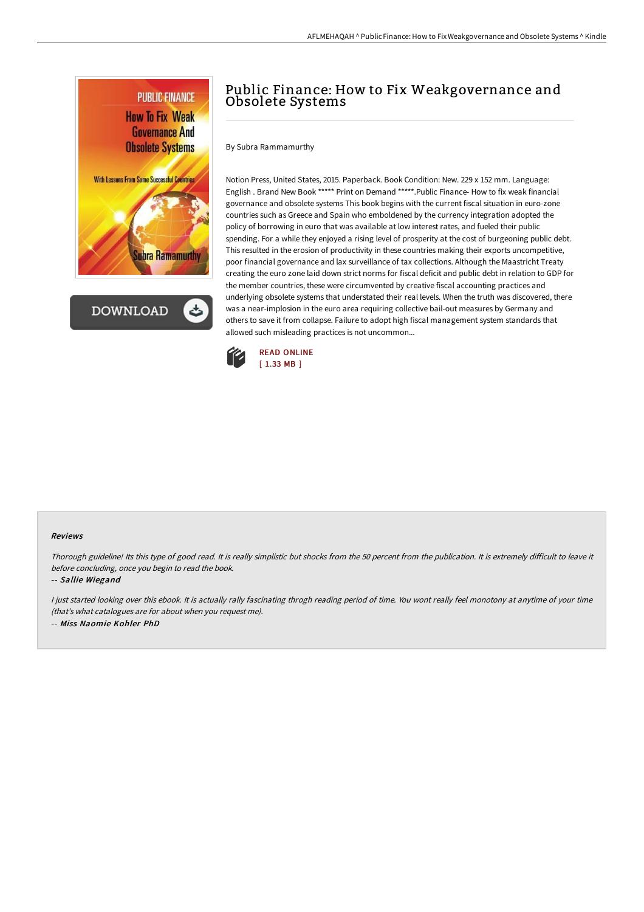# Public Finance: How to Fix Weakgovernance and Obsolete Systems

By Subra Rammamurthy

Notion Press, United States, 2015. Paperback. Book Condition: New. 229 x 152 mm. Language: English . Brand New Book ***** Print on Demand *****.Public Finance- How to fix weak financial governance and obsolete systems This book begins with the current fiscal situation in euro-zone countries such as Greece and Spain who emboldened by the currency integration adopted the policy of borrowing in euro that was available at low interest rates, and fueled their public spending. For a while they enjoyed a rising level of prosperity at the cost of burgeoning public debt. This resulted in the erosion of productivity in these countries making their exports uncompetitive, poor financial governance and lax surveillance of tax collections. Although the Maastricht Treaty creating the euro zone laid down strict norms for fiscal deficit and public debt in relation to GDP for the member countries, these were circumvented by creative fiscal accounting practices and underlying obsolete systems that understated their real levels. When the truth was discovered, there was a near-implosion in the euro area requiring collective bail-out measures by Germany and others to save it from collapse. Failure to adopt high fiscal management system standards that allowed such misleading practices is not uncommon...

READ ONLINE
[ 1.33 MB ]

### Reviews

*Thorough guideline! Its this type of good read. It is really simplistic but shocks from the 50 percent from the publication. It is extremely difficult to leave it before concluding, once you begin to read the book.*

-- ***Sallie Wiegand***

*I just started looking over this ebook. It is actually rally fascinating throgh reading period of time. You wont really feel monotony at anytime of your time (that's what catalogues are for about when you request me).*

-- ***Miss Naomie Kohler PhD***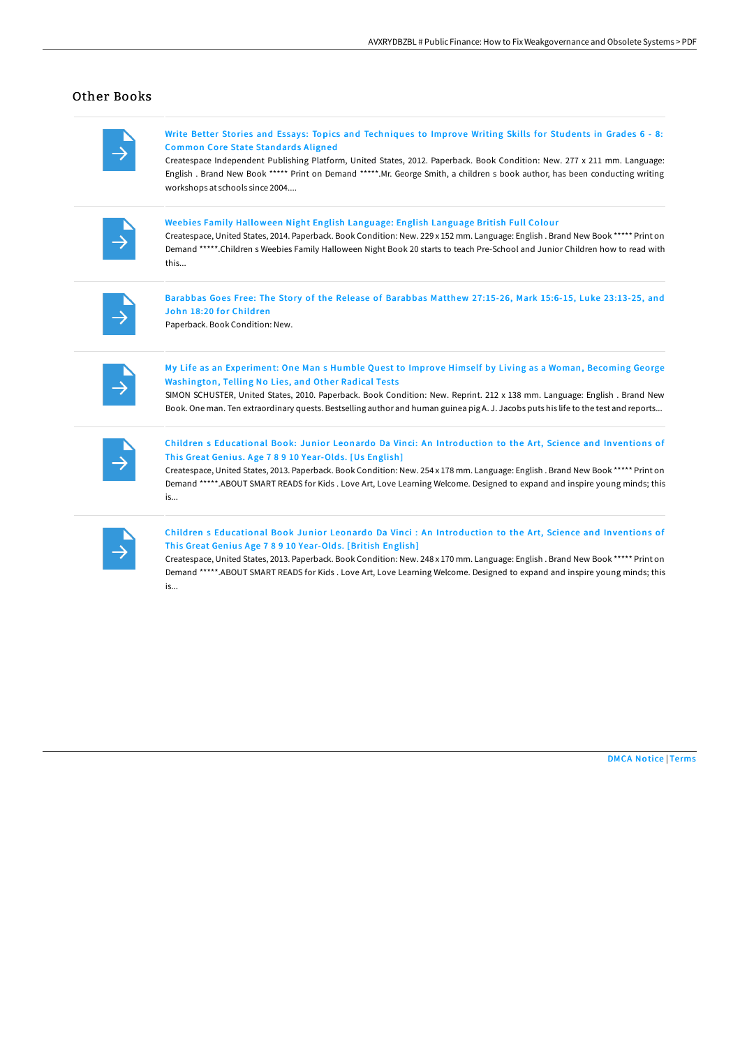## Other Books

**Write Better Stories and Essays: Topics and Techniques to Improve Writing Skills for Students in Grades 6 - 8: Common Core State Standards Aligned**

Createspace Independent Publishing Platform, United States, 2012. Paperback. Book Condition: New. 277 x 211 mm. Language: English . Brand New Book ***** Print on Demand *****.Mr. George Smith, a children s book author, has been conducting writing workshops at schools since 2004....

**Weebies Family Halloween Night English Language: English Language British Full Colour**

Createspace, United States, 2014. Paperback. Book Condition: New. 229 x 152 mm. Language: English . Brand New Book ***** Print on Demand *****.Children s Weebies Family Halloween Night Book 20 starts to teach Pre-School and Junior Children how to read with this...

**Barabbas Goes Free: The Story of the Release of Barabbas Matthew 27:15-26, Mark 15:6-15, Luke 23:13-25, and John 18:20 for Children**

Paperback. Book Condition: New.

**My Life as an Experiment: One Man s Humble Quest to Improve Himself by Living as a Woman, Becoming George Washington, Telling No Lies, and Other Radical Tests**

SIMON SCHUSTER, United States, 2010. Paperback. Book Condition: New. Reprint. 212 x 138 mm. Language: English . Brand New Book. One man. Ten extraordinary quests. Bestselling author and human guinea pig A. J. Jacobs puts his life to the test and reports...

**Children s Educational Book: Junior Leonardo Da Vinci: An Introduction to the Art, Science and Inventions of This Great Genius. Age 7 8 9 10 Year-Olds. [Us English]**

Createspace, United States, 2013. Paperback. Book Condition: New. 254 x 178 mm. Language: English . Brand New Book ***** Print on Demand *****.ABOUT SMART READS for Kids . Love Art, Love Learning Welcome. Designed to expand and inspire young minds; this is...

**Children s Educational Book Junior Leonardo Da Vinci : An Introduction to the Art, Science and Inventions of This Great Genius Age 7 8 9 10 Year-Olds. [British English]**

Createspace, United States, 2013. Paperback. Book Condition: New. 248 x 170 mm. Language: English . Brand New Book ***** Print on Demand *****.ABOUT SMART READS for Kids . Love Art, Love Learning Welcome. Designed to expand and inspire young minds; this is...

DMCA Notice | Terms